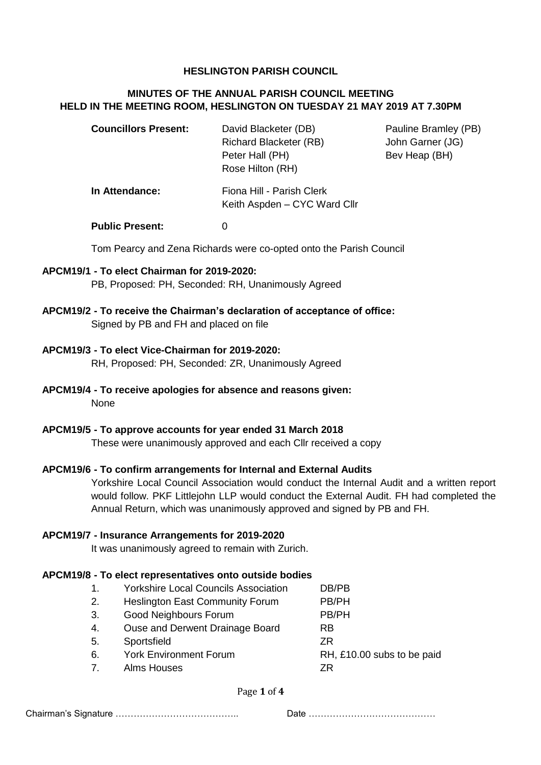**HESLINGTON PARISH COUNCIL**

**MINUTES OF THE ANNUAL PARISH COUNCIL MEETING HELD IN THE MEETING ROOM, HESLINGTON ON TUESDAY 21 MAY 2019 AT 7.30PM**

| | | |
|---|---|---|
| **Councillors Present:** | David Blacketer (DB)<br>Richard Blacketer (RB)<br>Peter Hall (PH)<br>Rose Hilton (RH) | Pauline Bramley (PB)<br>John Garner (JG)<br>Bev Heap (BH) |
| **In Attendance:** | Fiona Hill - Parish Clerk<br>Keith Aspden – CYC Ward Cllr | |
| **Public Present:** | 0 | |

Tom Pearcy and Zena Richards were co-opted onto the Parish Council

**APCM19/1 - To elect Chairman for 2019-2020:**

PB, Proposed: PH, Seconded: RH, Unanimously Agreed

**APCM19/2 - To receive the Chairman's declaration of acceptance of office:**

Signed by PB and FH and placed on file

**APCM19/3 - To elect Vice-Chairman for 2019-2020:**

RH, Proposed: PH, Seconded: ZR, Unanimously Agreed

**APCM19/4 - To receive apologies for absence and reasons given:**

None

**APCM19/5 - To approve accounts for year ended 31 March 2018**

These were unanimously approved and each Cllr received a copy

**APCM19/6 - To confirm arrangements for Internal and External Audits**

Yorkshire Local Council Association would conduct the Internal Audit and a written report would follow. PKF Littlejohn LLP would conduct the External Audit. FH had completed the Annual Return, which was unanimously approved and signed by PB and FH.

**APCM19/7 - Insurance Arrangements for 2019-2020**

It was unanimously agreed to remain with Zurich.

**APCM19/8 - To elect representatives onto outside bodies**

| | | |
|---|---|---|
| 1. | Yorkshire Local Councils Association | DB/PB |
| 2. | Heslington East Community Forum | PB/PH |
| 3. | Good Neighbours Forum | PB/PH |
| 4. | Ouse and Derwent Drainage Board | RB |
| 5. | Sportsfield | ZR |
| 6. | York Environment Forum | RH, £10.00 subs to be paid |
| 7. | Alms Houses | ZR |

Chairman's Signature ………………………………….. Date ……………………………………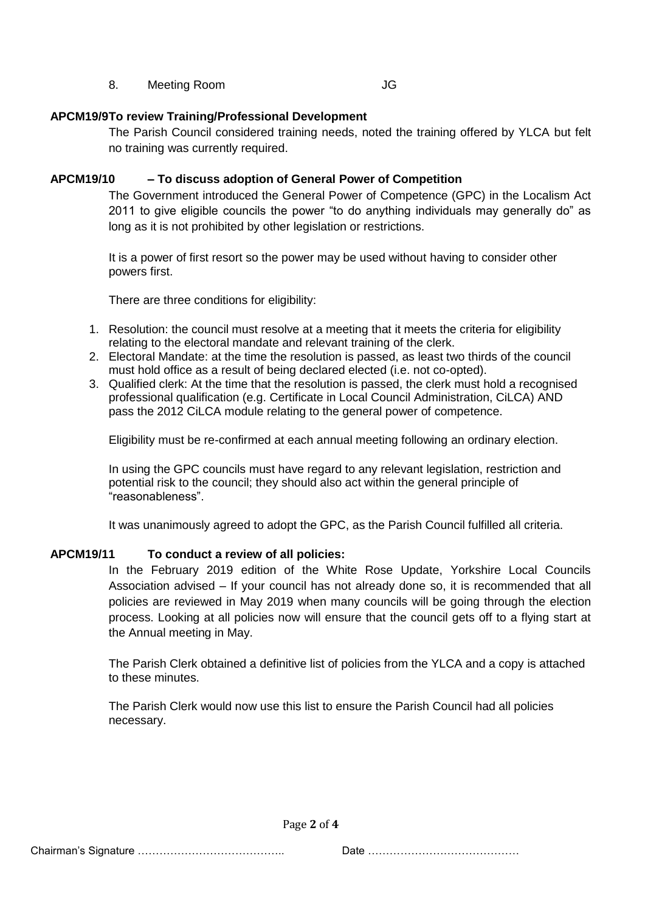8. Meeting Room JG

**APCM19/9 To review Training/Professional Development**

The Parish Council considered training needs, noted the training offered by YLCA but felt no training was currently required.

**APCM19/10 – To discuss adoption of General Power of Competition**

The Government introduced the General Power of Competence (GPC) in the Localism Act 2011 to give eligible councils the power "to do anything individuals may generally do" as long as it is not prohibited by other legislation or restrictions.

It is a power of first resort so the power may be used without having to consider other powers first.

There are three conditions for eligibility:

1. Resolution: the council must resolve at a meeting that it meets the criteria for eligibility relating to the electoral mandate and relevant training of the clerk.
2. Electoral Mandate: at the time the resolution is passed, as least two thirds of the council must hold office as a result of being declared elected (i.e. not co-opted).
3. Qualified clerk: At the time that the resolution is passed, the clerk must hold a recognised professional qualification (e.g. Certificate in Local Council Administration, CiLCA) AND pass the 2012 CiLCA module relating to the general power of competence.

Eligibility must be re-confirmed at each annual meeting following an ordinary election.

In using the GPC councils must have regard to any relevant legislation, restriction and potential risk to the council; they should also act within the general principle of "reasonableness".

It was unanimously agreed to adopt the GPC, as the Parish Council fulfilled all criteria.

**APCM19/11 To conduct a review of all policies:**

In the February 2019 edition of the White Rose Update, Yorkshire Local Councils Association advised – If your council has not already done so, it is recommended that all policies are reviewed in May 2019 when many councils will be going through the election process. Looking at all policies now will ensure that the council gets off to a flying start at the Annual meeting in May.

The Parish Clerk obtained a definitive list of policies from the YLCA and a copy is attached to these minutes.

The Parish Clerk would now use this list to ensure the Parish Council had all policies necessary.

Chairman's Signature ………………………………….. Date ……………………………………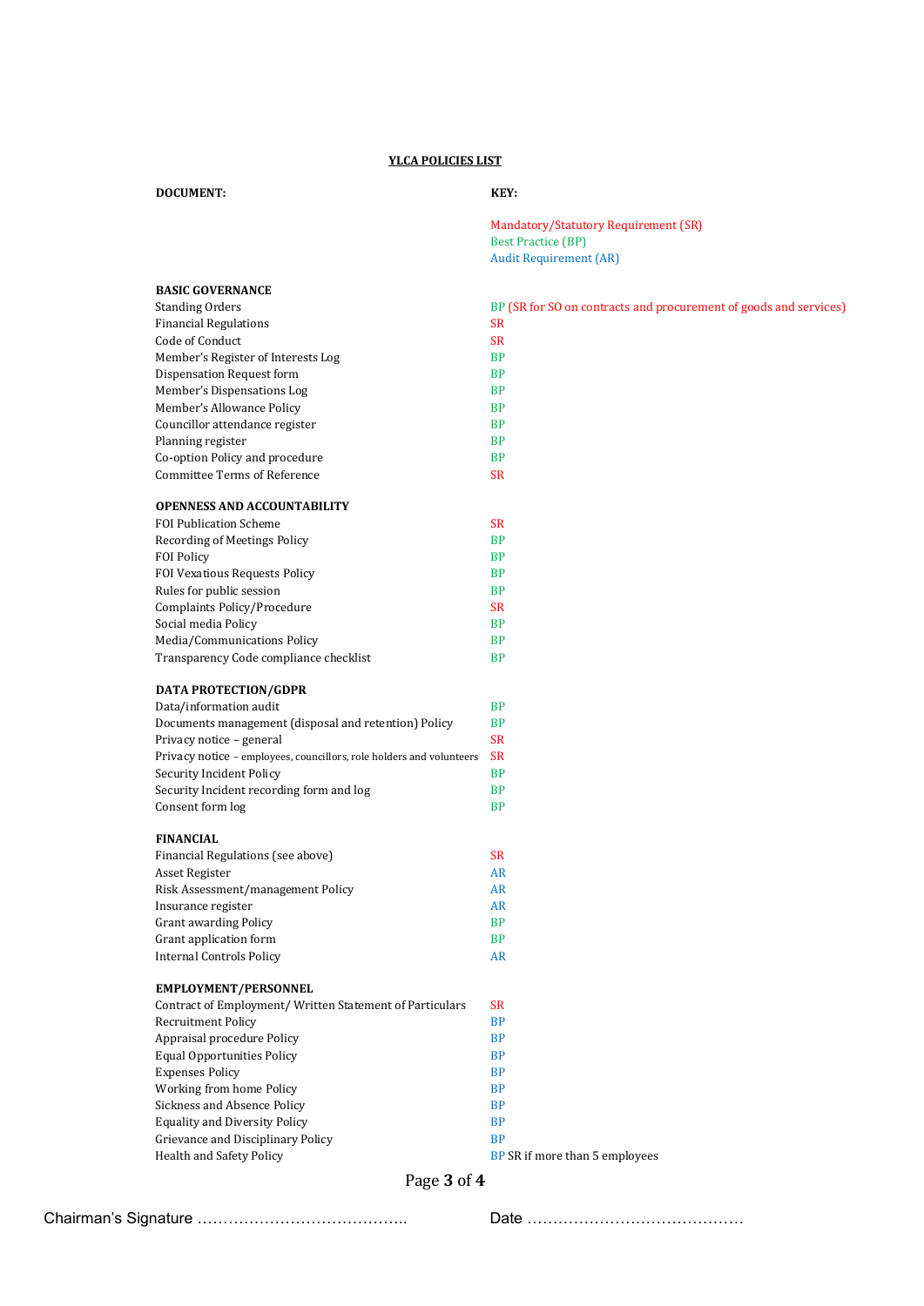## YLCA POLICIES LIST

| DOCUMENT: | KEY: |
|---|---|
| | Mandatory/Statutory Requirement (SR) |
| | Best Practice (BP) |
| | Audit Requirement (AR) |
| **BASIC GOVERNANCE** | |
| Standing Orders | BP (SR for SO on contracts and procurement of goods and services) |
| Financial Regulations | SR |
| Code of Conduct | SR |
| Member's Register of Interests Log | BP |
| Dispensation Request form | BP |
| Member's Dispensations Log | BP |
| Member's Allowance Policy | BP |
| Councillor attendance register | BP |
| Planning register | BP |
| Co-option Policy and procedure | BP |
| Committee Terms of Reference | SR |
| **OPENNESS AND ACCOUNTABILITY** | |
| FOI Publication Scheme | SR |
| Recording of Meetings Policy | BP |
| FOI Policy | BP |
| FOI Vexatious Requests Policy | BP |
| Rules for public session | BP |
| Complaints Policy/Procedure | SR |
| Social media Policy | BP |
| Media/Communications Policy | BP |
| Transparency Code compliance checklist | BP |
| **DATA PROTECTION/GDPR** | |
| Data/information audit | BP |
| Documents management (disposal and retention) Policy | BP |
| Privacy notice – general | SR |
| Privacy notice – employees, councillors, role holders and volunteers | SR |
| Security Incident Policy | BP |
| Security Incident recording form and log | BP |
| Consent form log | BP |
| **FINANCIAL** | |
| Financial Regulations (see above) | SR |
| Asset Register | AR |
| Risk Assessment/management Policy | AR |
| Insurance register | AR |
| Grant awarding Policy | BP |
| Grant application form | BP |
| Internal Controls Policy | AR |
| **EMPLOYMENT/PERSONNEL** | |
| Contract of Employment/ Written Statement of Particulars | SR |
| Recruitment Policy | BP |
| Appraisal procedure Policy | BP |
| Equal Opportunities Policy | BP |
| Expenses Policy | BP |
| Working from home Policy | BP |
| Sickness and Absence Policy | BP |
| Equality and Diversity Policy | BP |
| Grievance and Disciplinary Policy | BP |
| Health and Safety Policy | BP SR if more than 5 employees |

Chairman's Signature …………………………………. Date ……………………………………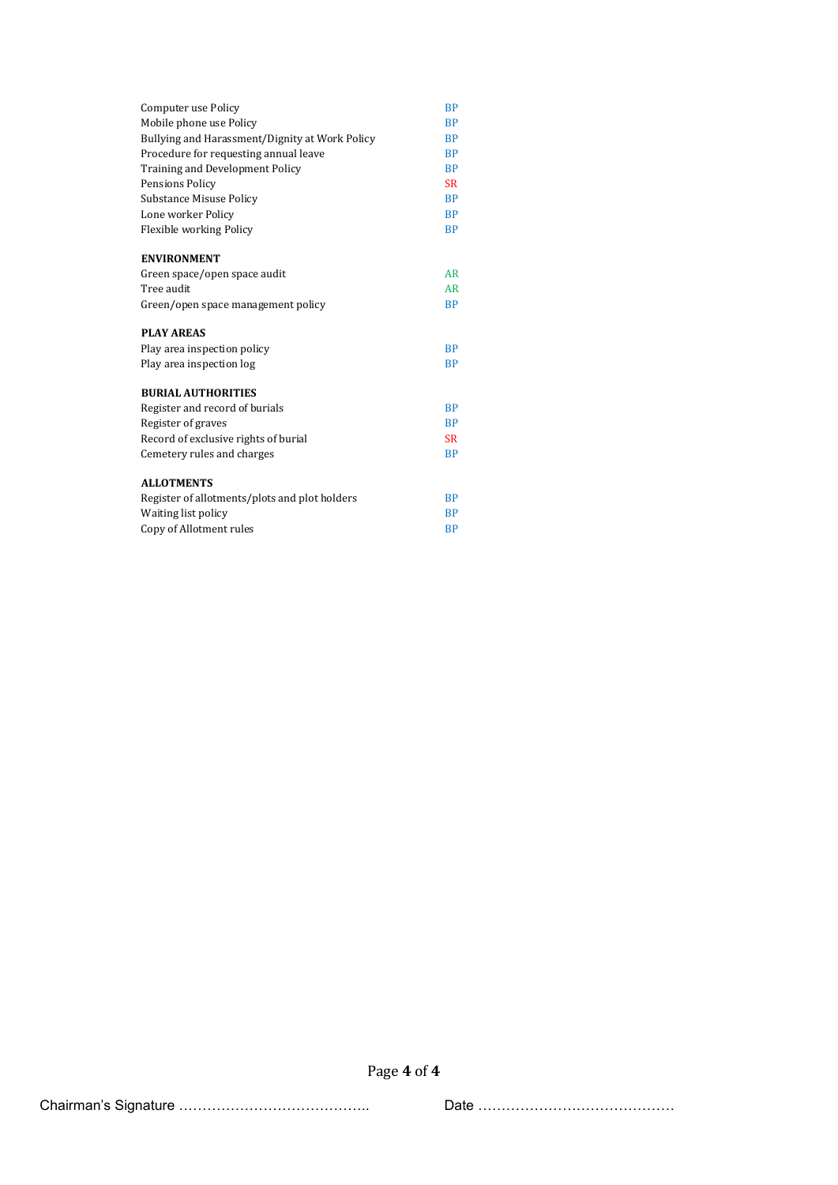| | |
|---|---|
| Computer use Policy | BP |
| Mobile phone use Policy | BP |
| Bullying and Harassment/Dignity at Work Policy | BP |
| Procedure for requesting annual leave | BP |
| Training and Development Policy | BP |
| Pensions Policy | SR |
| Substance Misuse Policy | BP |
| Lone worker Policy | BP |
| Flexible working Policy | BP |
| **ENVIRONMENT** | |
| Green space/open space audit | AR |
| Tree audit | AR |
| Green/open space management policy | BP |
| **PLAY AREAS** | |
| Play area inspection policy | BP |
| Play area inspection log | BP |
| **BURIAL AUTHORITIES** | |
| Register and record of burials | BP |
| Register of graves | BP |
| Record of exclusive rights of burial | SR |
| Cemetery rules and charges | BP |
| **ALLOTMENTS** | |
| Register of allotments/plots and plot holders | BP |
| Waiting list policy | BP |
| Copy of Allotment rules | BP |

Chairman's Signature …………………………………. Date ……………………………………